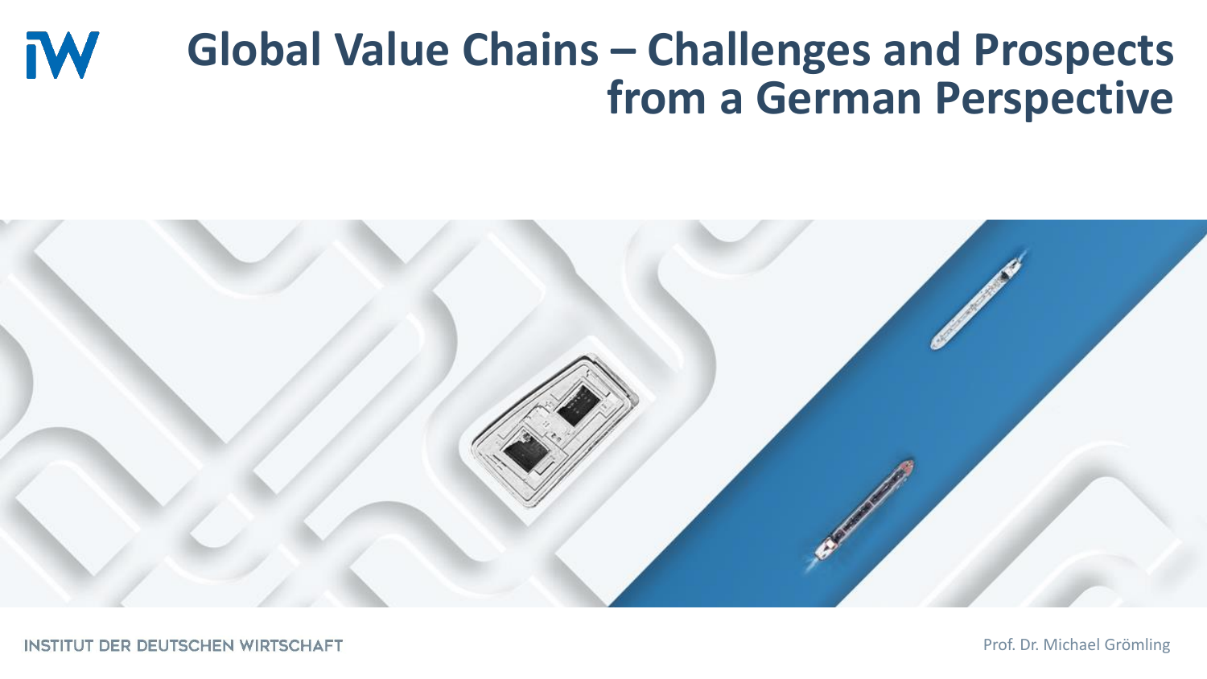# Global Value Chains – Challenges and Prospects from a German Perspective

INSTITUT DER DEUTSCHEN WIRTSCHAFT

Prof. Dr. Michael Grömling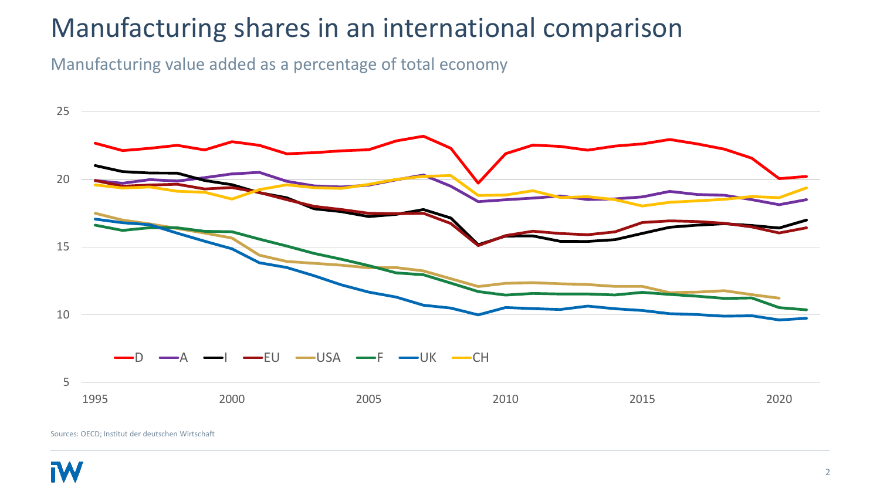# Manufacturing shares in an international comparison

Manufacturing value added as a percentage of total economy

Sources: OECD; Institut der deutschen Wirtschaft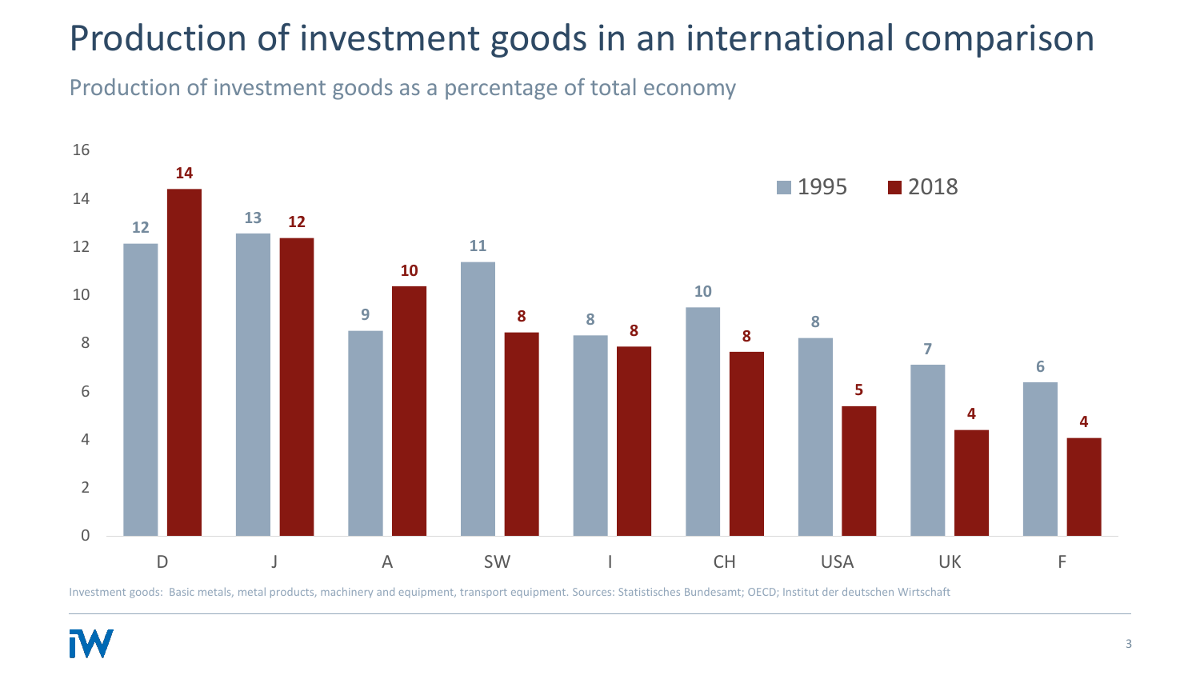# Production of investment goods in an international comparison

Production of investment goods as a percentage of total economy

| | 1995 | 2018 |
|---|---|---|
| D | 12 | 14 |
| J | 13 | 12 |
| A | 9 | 10 |
| SW | 11 | 8 |
| I | 8 | 8 |
| CH | 10 | 8 |
| USA | 8 | 5 |
| UK | 7 | 4 |
| F | 6 | 4 |

Investment goods: Basic metals, metal products, machinery and equipment, transport equipment. Sources: Statistisches Bundesamt; OECD; Institut der deutschen Wirtschaft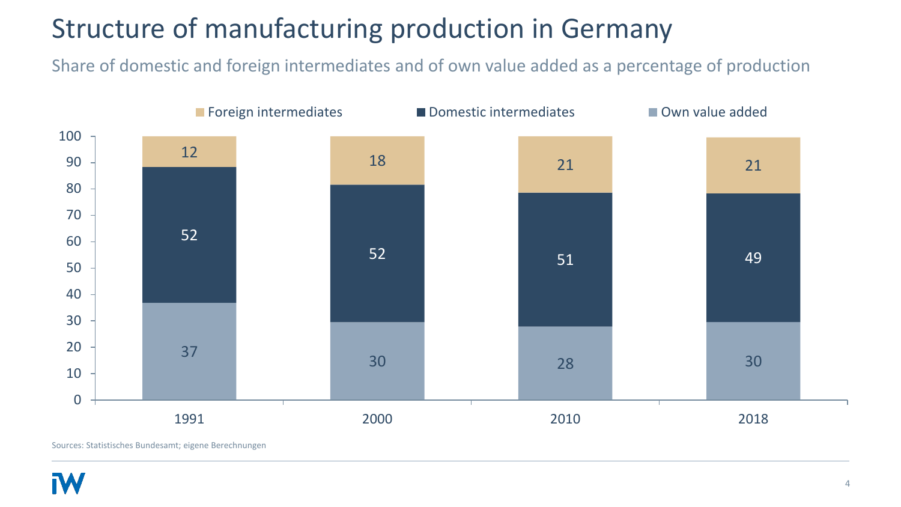# Structure of manufacturing production in Germany

Share of domestic and foreign intermediates and of own value added as a percentage of production

| Year | Own value added | Domestic intermediates | Foreign intermediates |
|---|---|---|---|
| 1991 | 37 | 52 | 12 |
| 2000 | 30 | 52 | 18 |
| 2010 | 28 | 51 | 21 |
| 2018 | 30 | 49 | 21 |

Sources: Statistisches Bundesamt; eigene Berechnungen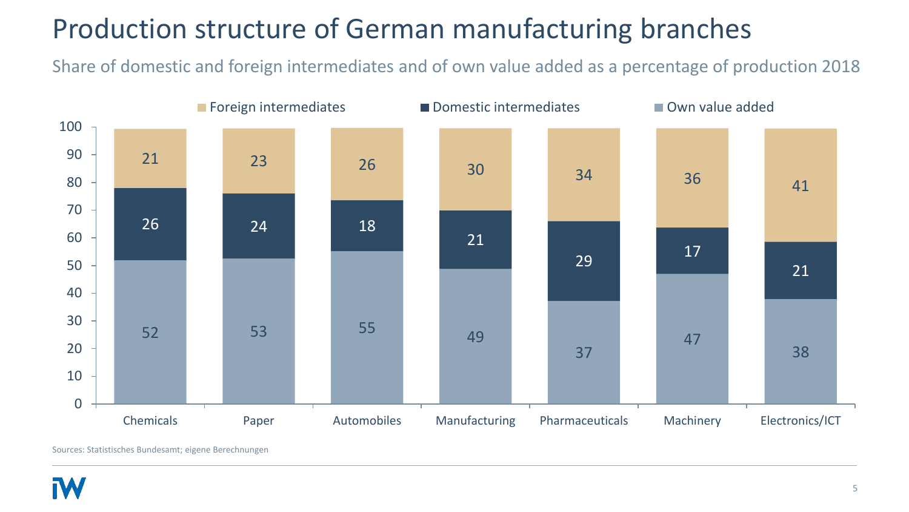# Production structure of German manufacturing branches

Share of domestic and foreign intermediates and of own value added as a percentage of production 2018

| | Chemicals | Paper | Automobiles | Manufacturing | Pharmaceuticals | Machinery | Electronics/ICT |
|---|---|---|---|---|---|---|---|
| Foreign intermediates | 21 | 23 | 26 | 30 | 34 | 36 | 41 |
| Domestic intermediates | 26 | 24 | 18 | 21 | 29 | 17 | 21 |
| Own value added | 52 | 53 | 55 | 49 | 37 | 47 | 38 |

Sources: Statistisches Bundesamt; eigene Berechnungen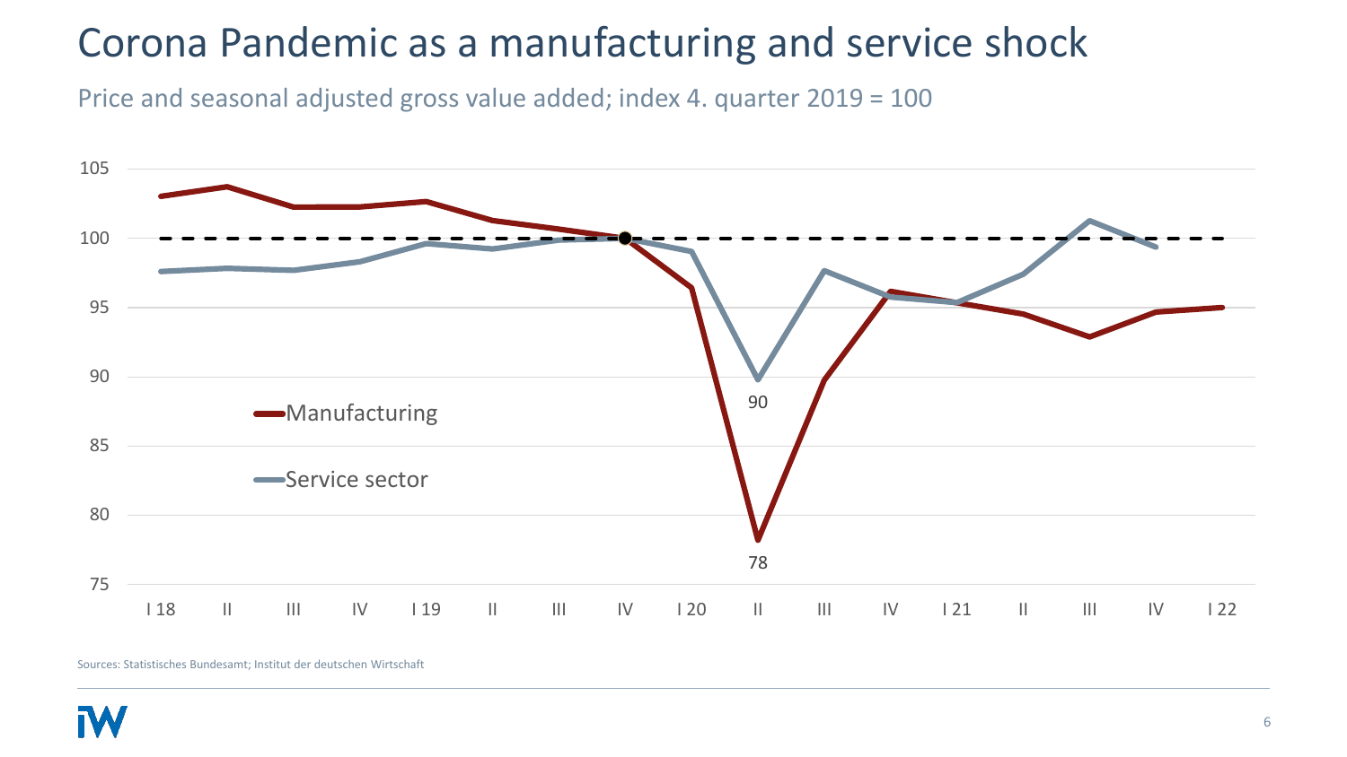# Corona Pandemic as a manufacturing and service shock

Price and seasonal adjusted gross value added; index 4. quarter 2019 = 100

Sources: Statistisches Bundesamt; Institut der deutschen Wirtschaft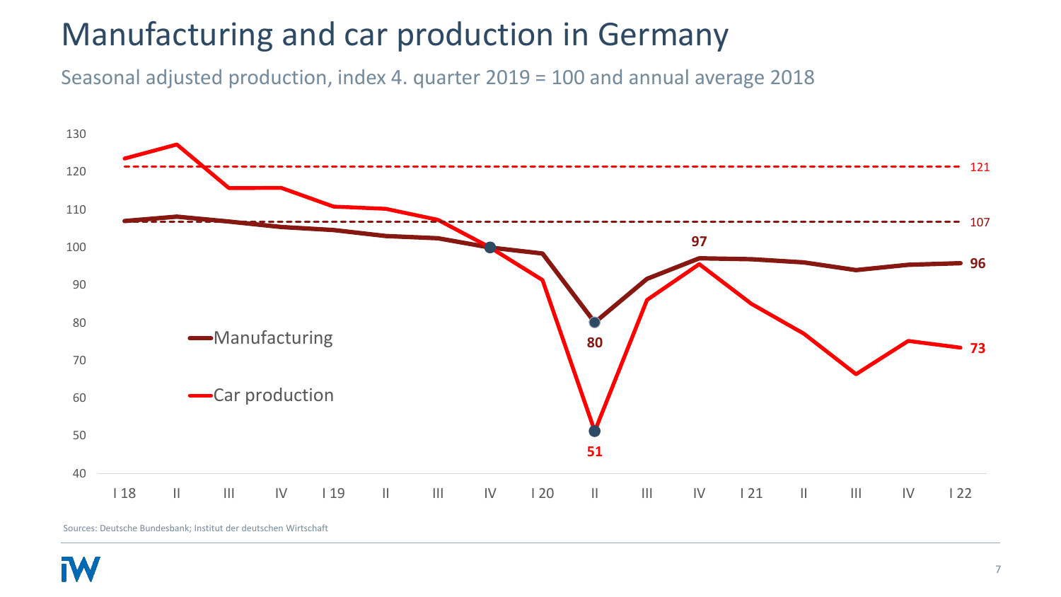# Manufacturing and car production in Germany

Seasonal adjusted production, index 4. quarter 2019 = 100 and annual average 2018

Sources: Deutsche Bundesbank; Institut der deutschen Wirtschaft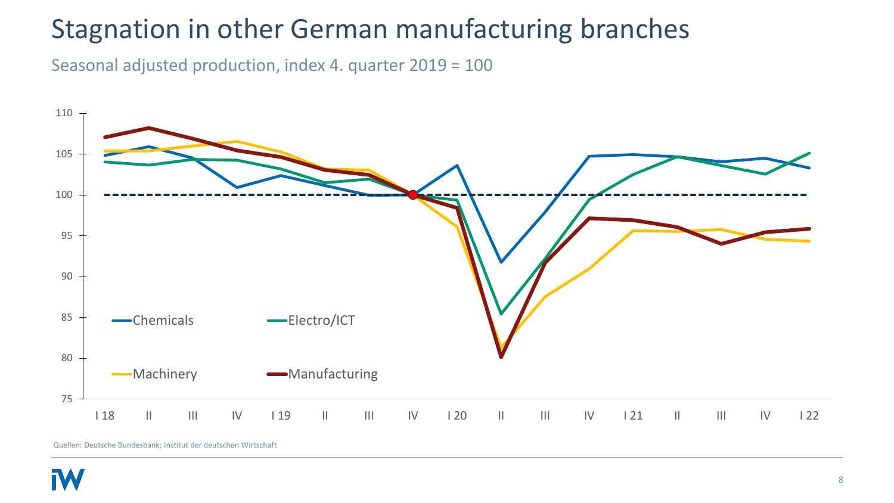# Stagnation in other German manufacturing branches

Seasonal adjusted production, index 4. quarter 2019 = 100

Quellen: Deutsche Bundesbank; Institut der deutschen Wirtschaft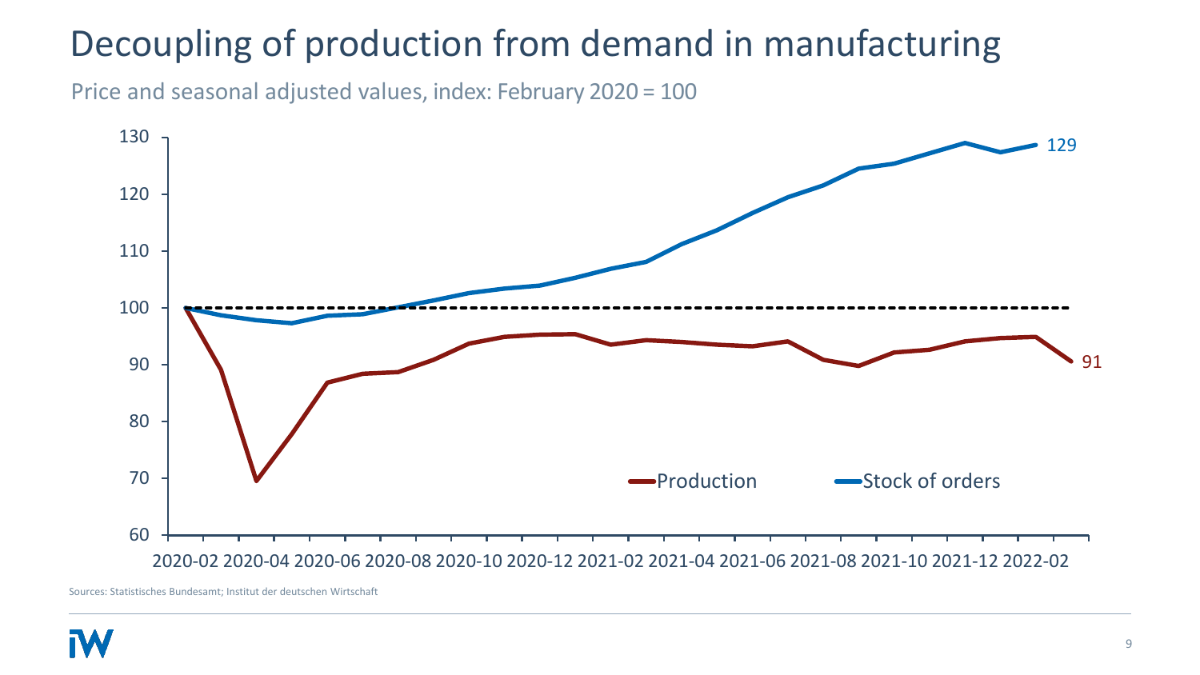# Decoupling of production from demand in manufacturing

Price and seasonal adjusted values, index: February 2020 = 100

Sources: Statistisches Bundesamt; Institut der deutschen Wirtschaft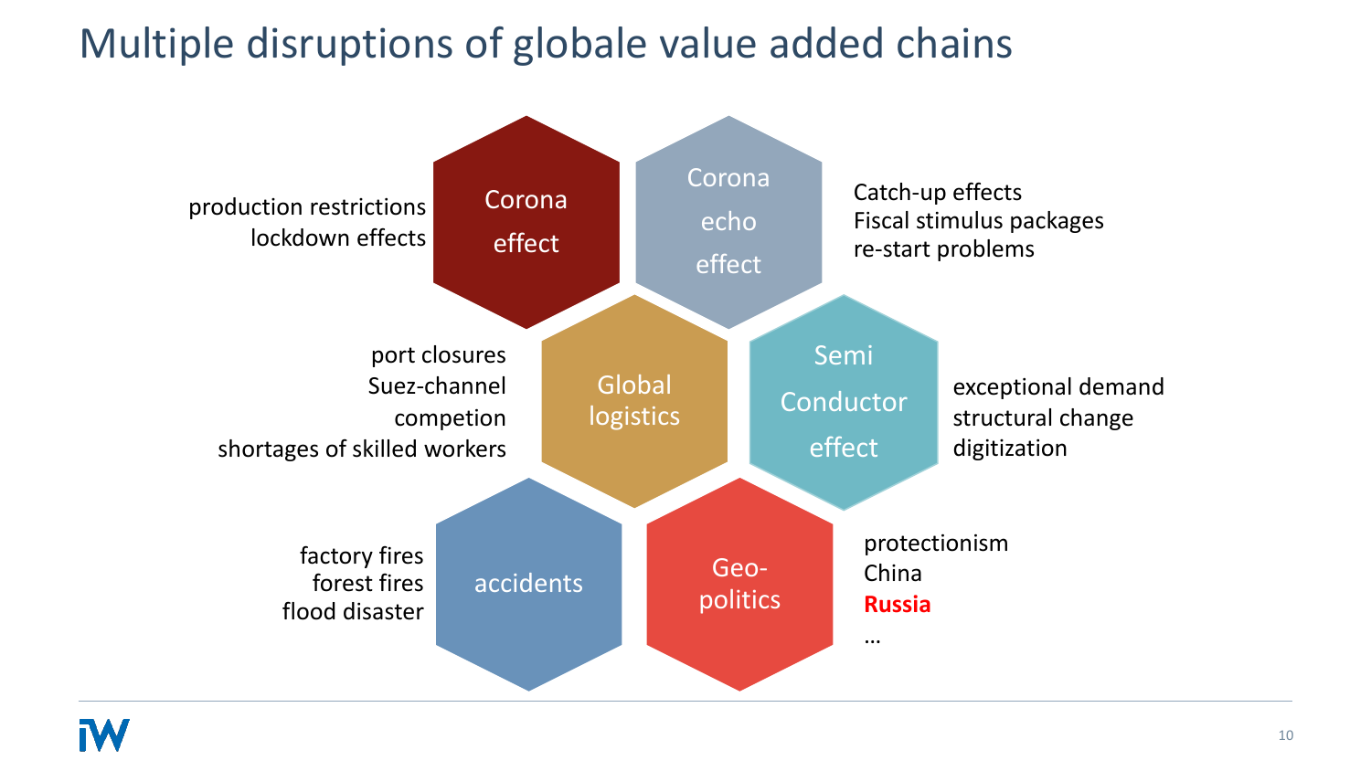# Multiple disruptions of globale value added chains

**Corona effect**
- production restrictions
- lockdown effects

**Corona echo effect**
- Catch-up effects
- Fiscal stimulus packages
- re-start problems

**Global logistics**
- port closures
- Suez-channel
- competion
- shortages of skilled workers

**Semi Conductor effect**
- exceptional demand
- structural change
- digitization

**accidents**
- factory fires
- forest fires
- flood disaster

**Geo-politics**
- protectionism
- China
- **Russia**
- …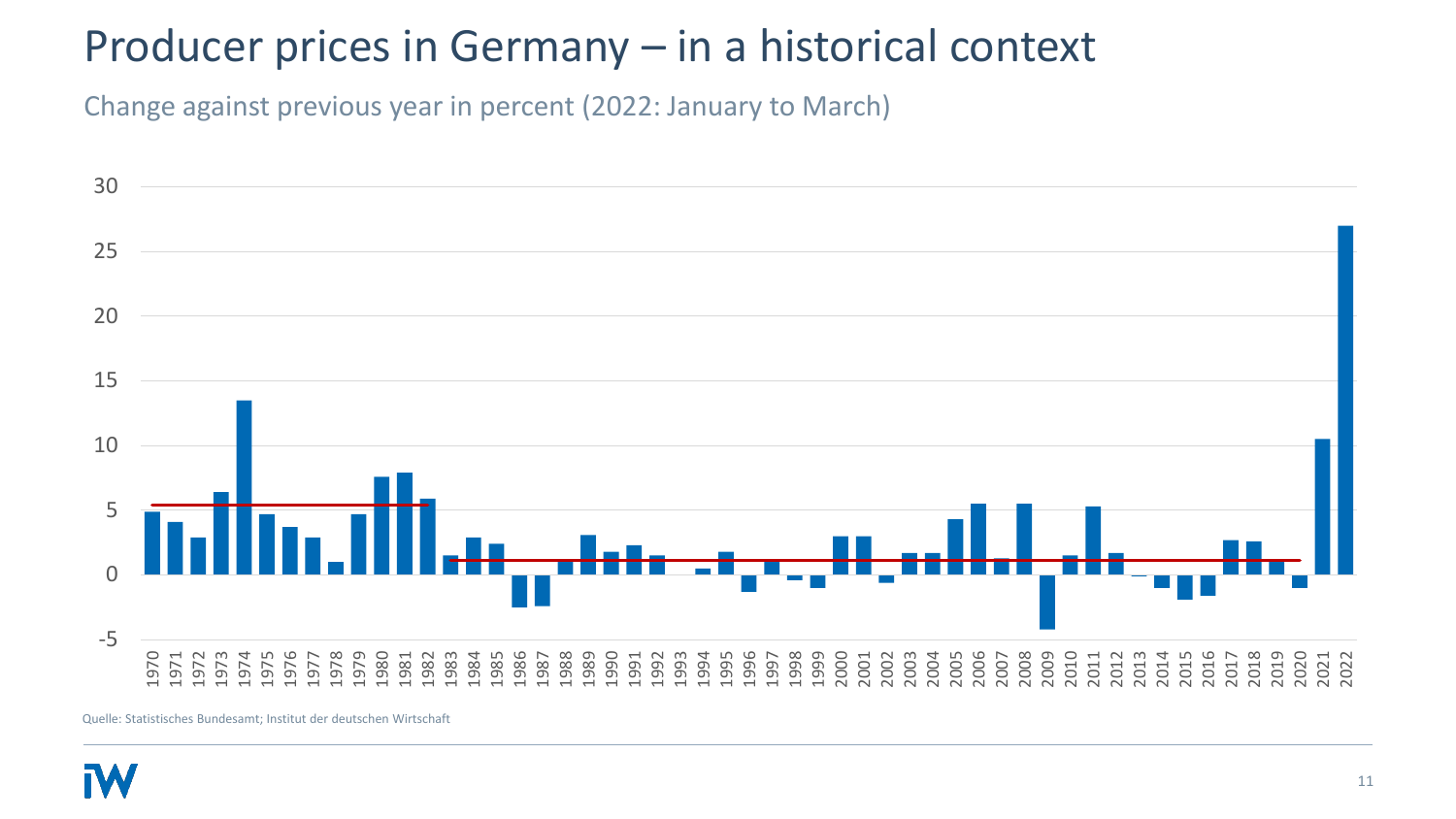# Producer prices in Germany – in a historical context

Change against previous year in percent (2022: January to March)

Quelle: Statistisches Bundesamt; Institut der deutschen Wirtschaft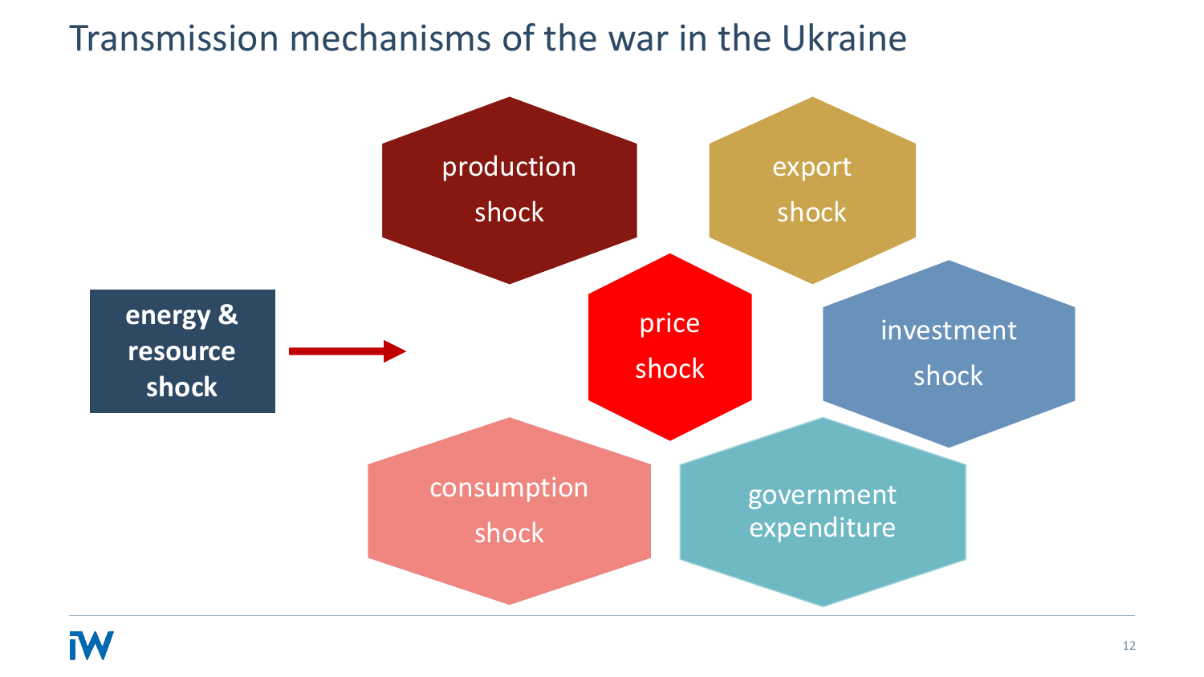# Transmission mechanisms of the war in the Ukraine

**energy & resource shock** →

- production shock
- export shock
- price shock
- investment shock
- consumption shock
- government expenditure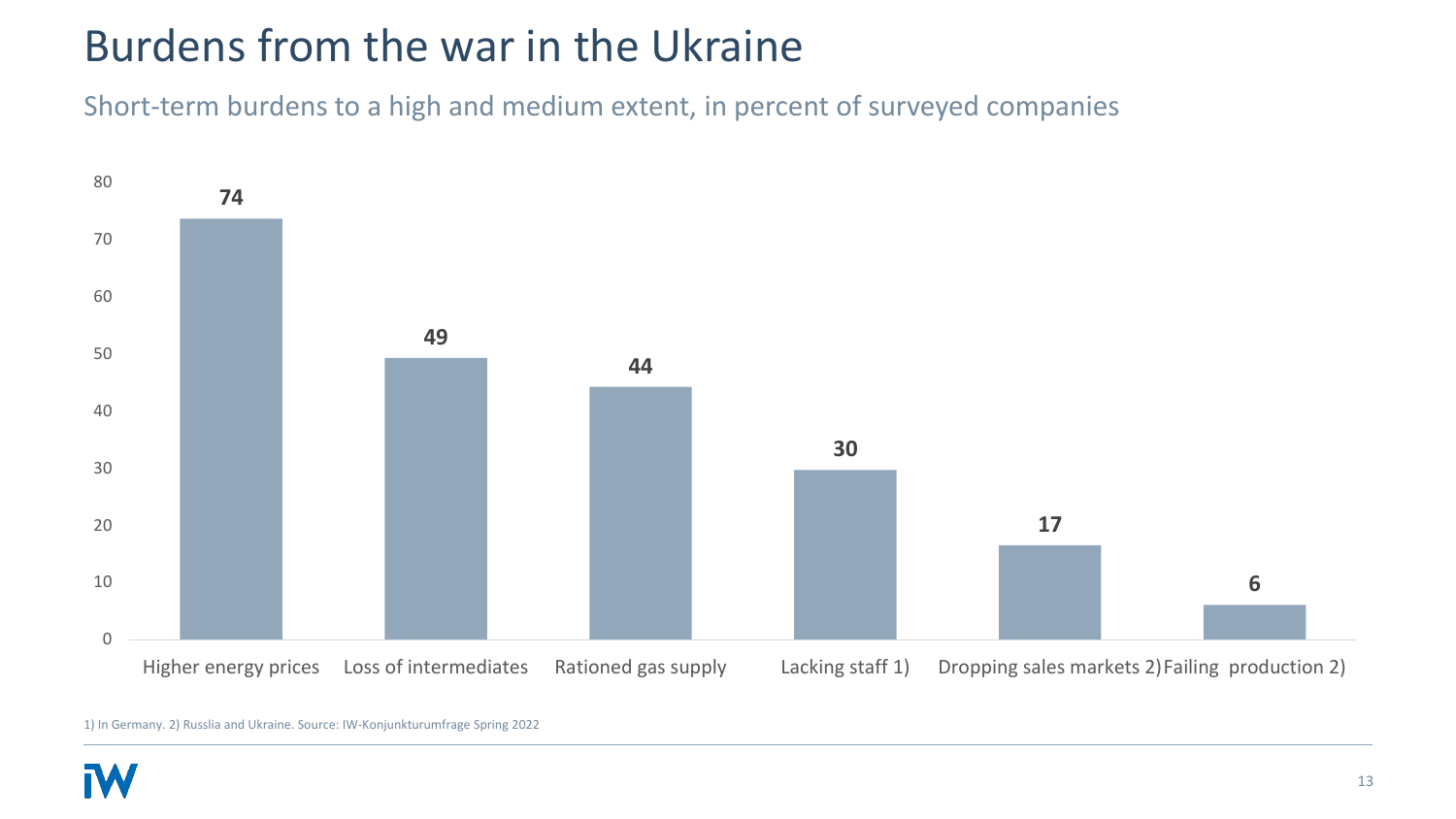# Burdens from the war in the Ukraine

Short-term burdens to a high and medium extent, in percent of surveyed companies

| Category | Percent |
|---|---|
| Higher energy prices | 74 |
| Loss of intermediates | 49 |
| Rationed gas supply | 44 |
| Lacking staff 1) | 30 |
| Dropping sales markets 2) | 17 |
| Failing production 2) | 6 |

1) In Germany. 2) Russlia and Ukraine. Source: IW-Konjunkturumfrage Spring 2022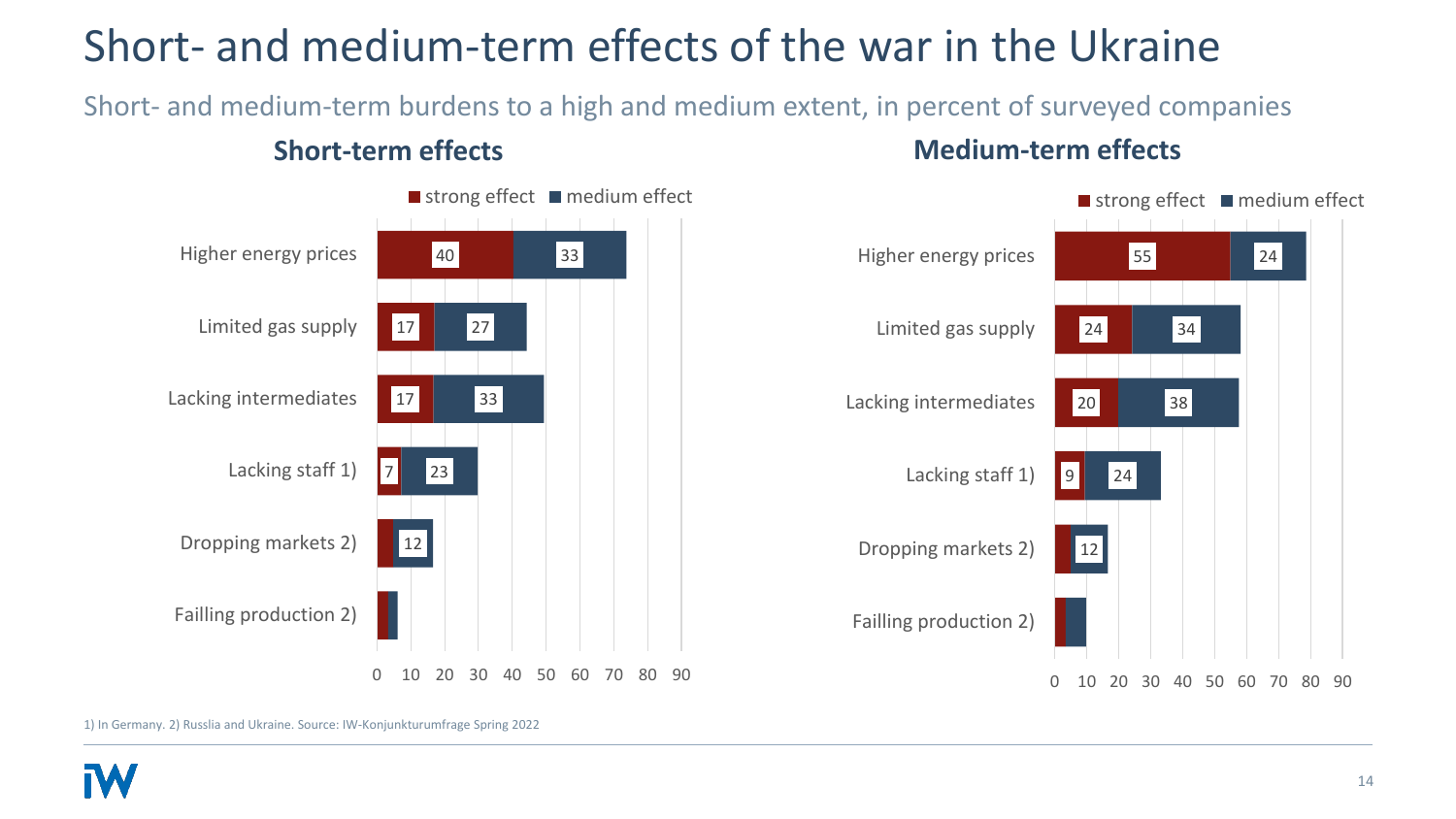# Short- and medium-term effects of the war in the Ukraine

Short- and medium-term burdens to a high and medium extent, in percent of surveyed companies

### Short-term effects

| | strong effect | medium effect |
|---|---|---|
| Higher energy prices | 40 | 33 |
| Limited gas supply | 17 | 27 |
| Lacking intermediates | 17 | 33 |
| Lacking staff 1) | 7 | 23 |
| Dropping markets 2) | | 12 |
| Failling production 2) | | |

### Medium-term effects

| | strong effect | medium effect |
|---|---|---|
| Higher energy prices | 55 | 24 |
| Limited gas supply | 24 | 34 |
| Lacking intermediates | 20 | 38 |
| Lacking staff 1) | 9 | 24 |
| Dropping markets 2) | | 12 |
| Failling production 2) | | |

1) In Germany. 2) Russlia and Ukraine. Source: IW-Konjunkturumfrage Spring 2022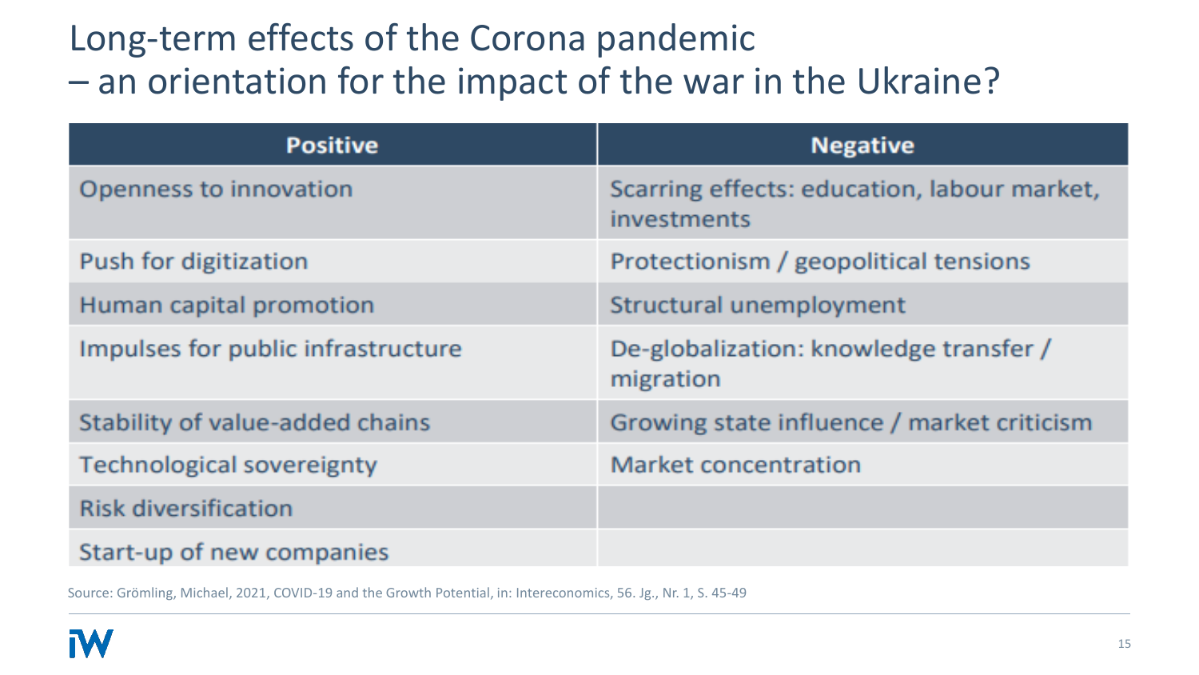# Long-term effects of the Corona pandemic – an orientation for the impact of the war in the Ukraine?

| Positive | Negative |
| --- | --- |
| Openness to innovation | Scarring effects: education, labour market, investments |
| Push for digitization | Protectionism / geopolitical tensions |
| Human capital promotion | Structural unemployment |
| Impulses for public infrastructure | De-globalization: knowledge transfer / migration |
| Stability of value-added chains | Growing state influence / market criticism |
| Technological sovereignty | Market concentration |
| Risk diversification | |
| Start-up of new companies | |

Source: Grömling, Michael, 2021, COVID-19 and the Growth Potential, in: Intereconomics, 56. Jg., Nr. 1, S. 45-49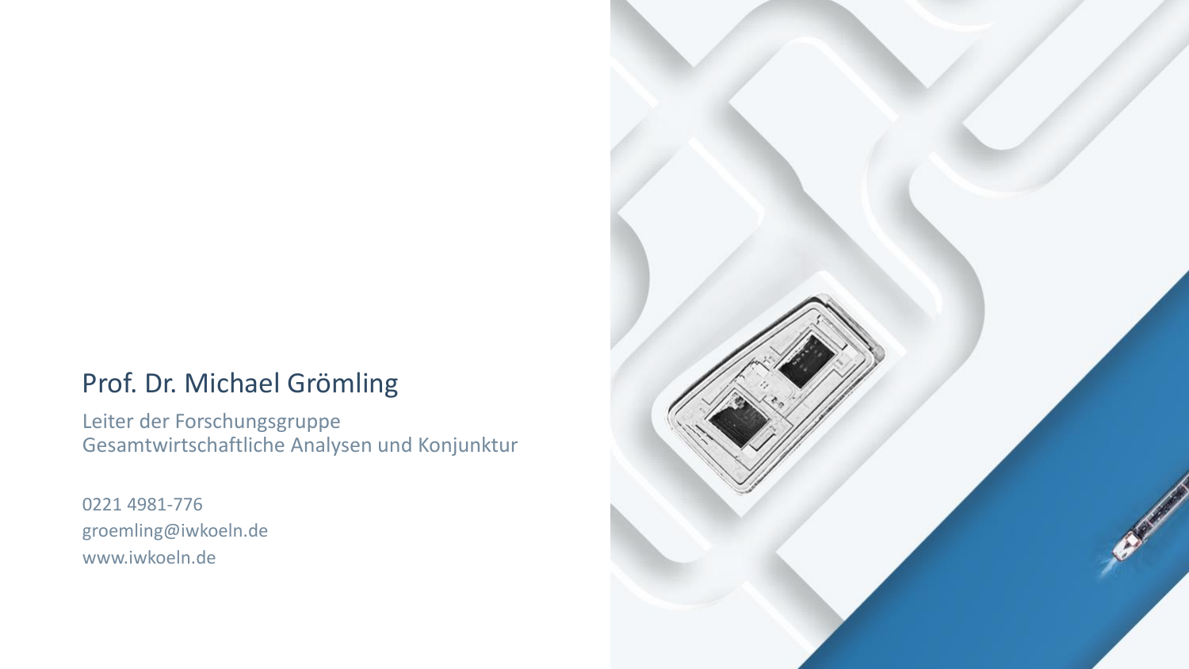## Prof. Dr. Michael Grömling

Leiter der Forschungsgruppe
Gesamtwirtschaftliche Analysen und Konjunktur

0221 4981-776
groemling@iwkoeln.de
www.iwkoeln.de